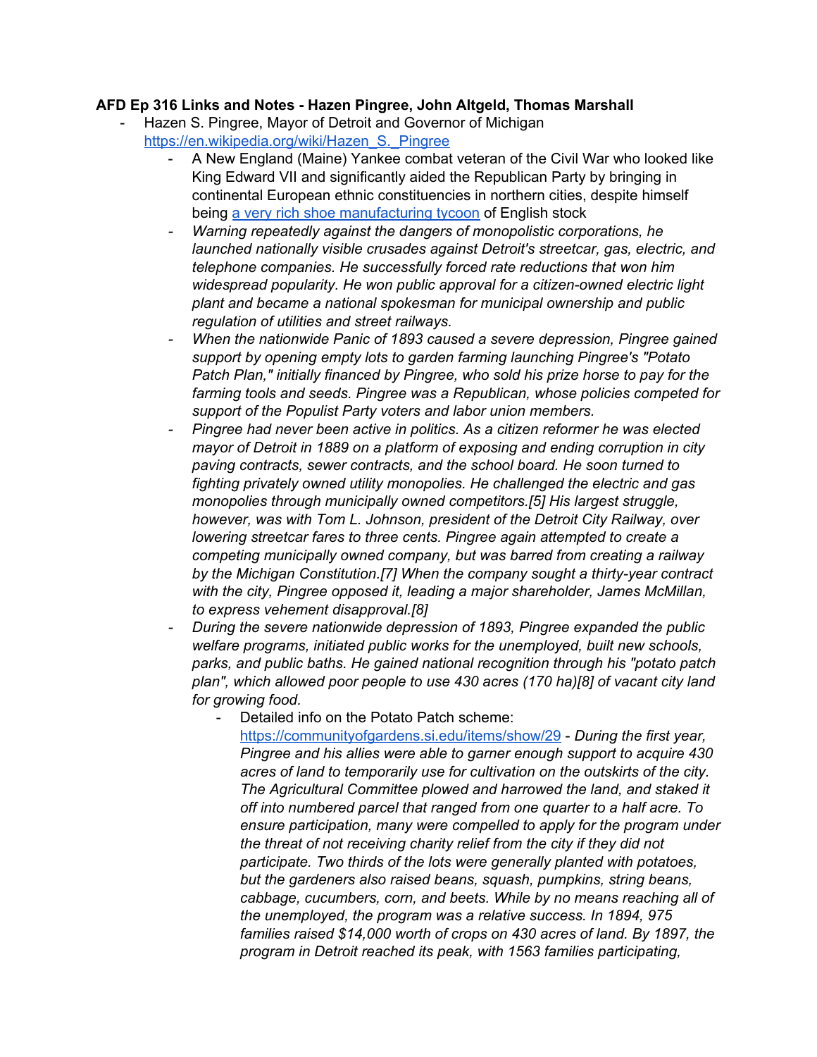**AFD Ep 316 Links and Notes - Hazen Pingree, John Altgeld, Thomas Marshall**

- Hazen S. Pingree, Mayor of Detroit and Governor of Michigan [https://en.wikipedia.org/wiki/Hazen_S._Pingree](https://en.wikipedia.org/wiki/Hazen_S._Pingree)
    - A New England (Maine) Yankee combat veteran of the Civil War who looked like King Edward VII and significantly aided the Republican Party by bringing in continental European ethnic constituencies in northern cities, despite himself being [a very rich shoe manufacturing tycoon]() of English stock
    - *Warning repeatedly against the dangers of monopolistic corporations, he launched nationally visible crusades against Detroit's streetcar, gas, electric, and telephone companies. He successfully forced rate reductions that won him widespread popularity. He won public approval for a citizen-owned electric light plant and became a national spokesman for municipal ownership and public regulation of utilities and street railways.*
    - *When the nationwide Panic of 1893 caused a severe depression, Pingree gained support by opening empty lots to garden farming launching Pingree's "Potato Patch Plan," initially financed by Pingree, who sold his prize horse to pay for the farming tools and seeds. Pingree was a Republican, whose policies competed for support of the Populist Party voters and labor union members.*
    - *Pingree had never been active in politics. As a citizen reformer he was elected mayor of Detroit in 1889 on a platform of exposing and ending corruption in city paving contracts, sewer contracts, and the school board. He soon turned to fighting privately owned utility monopolies. He challenged the electric and gas monopolies through municipally owned competitors.[5] His largest struggle, however, was with Tom L. Johnson, president of the Detroit City Railway, over lowering streetcar fares to three cents. Pingree again attempted to create a competing municipally owned company, but was barred from creating a railway by the Michigan Constitution.[7] When the company sought a thirty-year contract with the city, Pingree opposed it, leading a major shareholder, James McMillan, to express vehement disapproval.[8]*
    - *During the severe nationwide depression of 1893, Pingree expanded the public welfare programs, initiated public works for the unemployed, built new schools, parks, and public baths. He gained national recognition through his "potato patch plan", which allowed poor people to use 430 acres (170 ha)[8] of vacant city land for growing food.*
        - Detailed info on the Potato Patch scheme: [https://communityofgardens.si.edu/items/show/29](https://communityofgardens.si.edu/items/show/29) - *During the first year, Pingree and his allies were able to garner enough support to acquire 430 acres of land to temporarily use for cultivation on the outskirts of the city. The Agricultural Committee plowed and harrowed the land, and staked it off into numbered parcel that ranged from one quarter to a half acre. To ensure participation, many were compelled to apply for the program under the threat of not receiving charity relief from the city if they did not participate. Two thirds of the lots were generally planted with potatoes, but the gardeners also raised beans, squash, pumpkins, string beans, cabbage, cucumbers, corn, and beets. While by no means reaching all of the unemployed, the program was a relative success. In 1894, 975 families raised $14,000 worth of crops on 430 acres of land. By 1897, the program in Detroit reached its peak, with 1563 families participating,*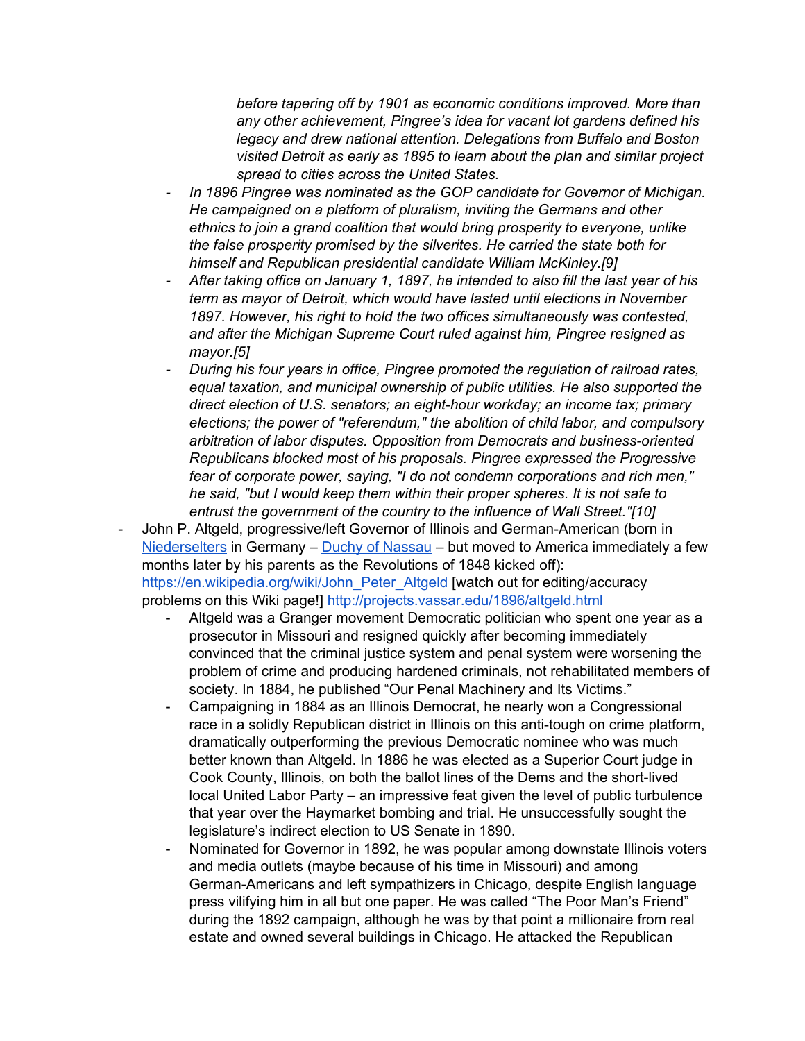*before tapering off by 1901 as economic conditions improved. More than any other achievement, Pingree's idea for vacant lot gardens defined his legacy and drew national attention. Delegations from Buffalo and Boston visited Detroit as early as 1895 to learn about the plan and similar project spread to cities across the United States.*

- *In 1896 Pingree was nominated as the GOP candidate for Governor of Michigan. He campaigned on a platform of pluralism, inviting the Germans and other ethnics to join a grand coalition that would bring prosperity to everyone, unlike the false prosperity promised by the silverites. He carried the state both for himself and Republican presidential candidate William McKinley.[9]*
- *After taking office on January 1, 1897, he intended to also fill the last year of his term as mayor of Detroit, which would have lasted until elections in November 1897. However, his right to hold the two offices simultaneously was contested, and after the Michigan Supreme Court ruled against him, Pingree resigned as mayor.[5]*
- *During his four years in office, Pingree promoted the regulation of railroad rates, equal taxation, and municipal ownership of public utilities. He also supported the direct election of U.S. senators; an eight-hour workday; an income tax; primary elections; the power of "referendum," the abolition of child labor, and compulsory arbitration of labor disputes. Opposition from Democrats and business-oriented Republicans blocked most of his proposals. Pingree expressed the Progressive fear of corporate power, saying, "I do not condemn corporations and rich men," he said, "but I would keep them within their proper spheres. It is not safe to entrust the government of the country to the influence of Wall Street."[10]*

- John P. Altgeld, progressive/left Governor of Illinois and German-American (born in [Niederselters](#) in Germany – [Duchy of Nassau](#) – but moved to America immediately a few months later by his parents as the Revolutions of 1848 kicked off): [https://en.wikipedia.org/wiki/John_Peter_Altgeld](https://en.wikipedia.org/wiki/John_Peter_Altgeld) [watch out for editing/accuracy problems on this Wiki page!] [http://projects.vassar.edu/1896/altgeld.html](http://projects.vassar.edu/1896/altgeld.html)
  - Altgeld was a Granger movement Democratic politician who spent one year as a prosecutor in Missouri and resigned quickly after becoming immediately convinced that the criminal justice system and penal system were worsening the problem of crime and producing hardened criminals, not rehabilitated members of society. In 1884, he published "Our Penal Machinery and Its Victims."
  - Campaigning in 1884 as an Illinois Democrat, he nearly won a Congressional race in a solidly Republican district in Illinois on this anti-tough on crime platform, dramatically outperforming the previous Democratic nominee who was much better known than Altgeld. In 1886 he was elected as a Superior Court judge in Cook County, Illinois, on both the ballot lines of the Dems and the short-lived local United Labor Party – an impressive feat given the level of public turbulence that year over the Haymarket bombing and trial. He unsuccessfully sought the legislature's indirect election to US Senate in 1890.
  - Nominated for Governor in 1892, he was popular among downstate Illinois voters and media outlets (maybe because of his time in Missouri) and among German-Americans and left sympathizers in Chicago, despite English language press vilifying him in all but one paper. He was called "The Poor Man's Friend" during the 1892 campaign, although he was by that point a millionaire from real estate and owned several buildings in Chicago. He attacked the Republican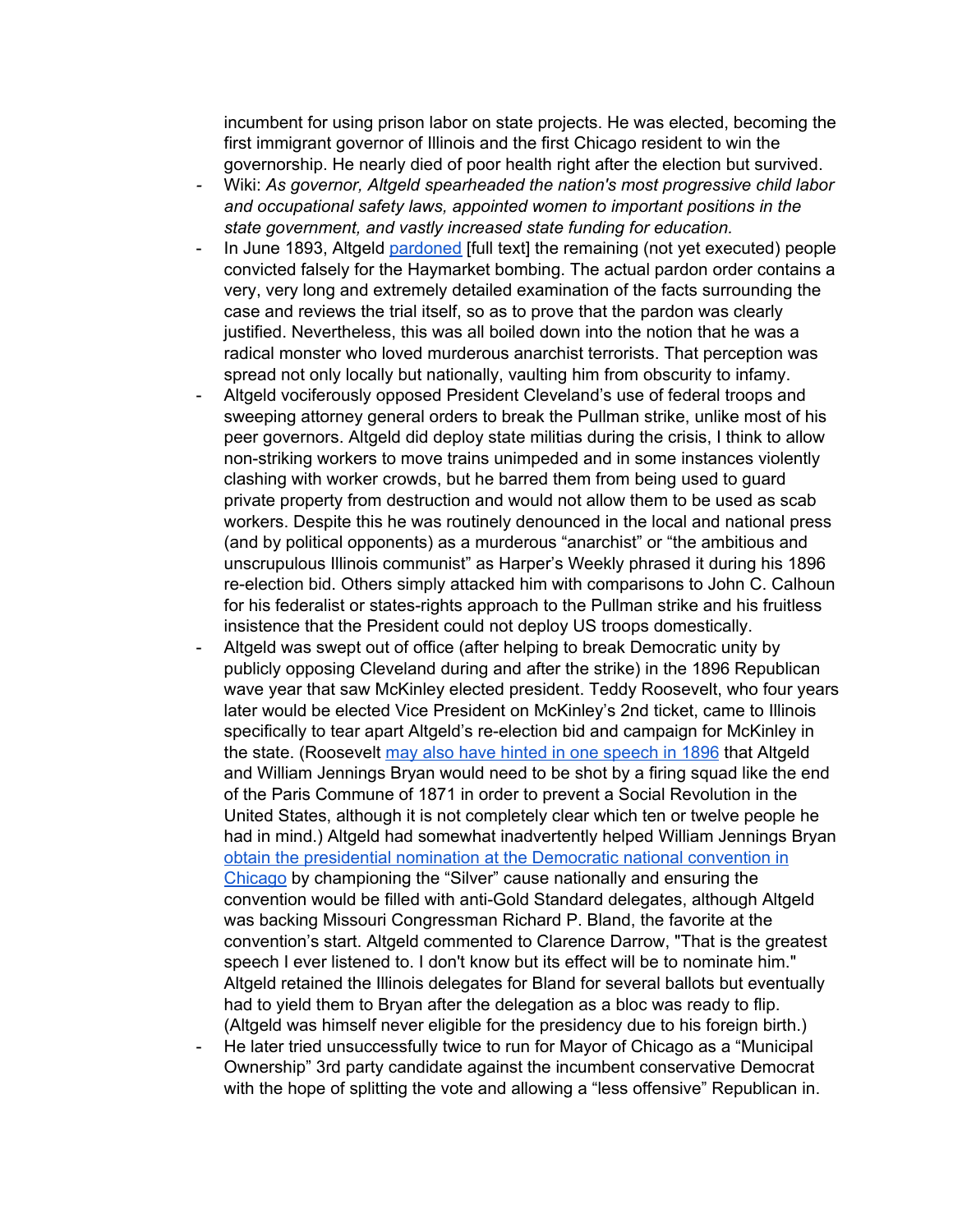incumbent for using prison labor on state projects. He was elected, becoming the first immigrant governor of Illinois and the first Chicago resident to win the governorship. He nearly died of poor health right after the election but survived.

- Wiki: *As governor, Altgeld spearheaded the nation's most progressive child labor and occupational safety laws, appointed women to important positions in the state government, and vastly increased state funding for education.*
- In June 1893, Altgeld pardoned [full text] the remaining (not yet executed) people convicted falsely for the Haymarket bombing. The actual pardon order contains a very, very long and extremely detailed examination of the facts surrounding the case and reviews the trial itself, so as to prove that the pardon was clearly justified. Nevertheless, this was all boiled down into the notion that he was a radical monster who loved murderous anarchist terrorists. That perception was spread not only locally but nationally, vaulting him from obscurity to infamy.
- Altgeld vociferously opposed President Cleveland's use of federal troops and sweeping attorney general orders to break the Pullman strike, unlike most of his peer governors. Altgeld did deploy state militias during the crisis, I think to allow non-striking workers to move trains unimpeded and in some instances violently clashing with worker crowds, but he barred them from being used to guard private property from destruction and would not allow them to be used as scab workers. Despite this he was routinely denounced in the local and national press (and by political opponents) as a murderous "anarchist" or "the ambitious and unscrupulous Illinois communist" as Harper's Weekly phrased it during his 1896 re-election bid. Others simply attacked him with comparisons to John C. Calhoun for his federalist or states-rights approach to the Pullman strike and his fruitless insistence that the President could not deploy US troops domestically.
- Altgeld was swept out of office (after helping to break Democratic unity by publicly opposing Cleveland during and after the strike) in the 1896 Republican wave year that saw McKinley elected president. Teddy Roosevelt, who four years later would be elected Vice President on McKinley's 2nd ticket, came to Illinois specifically to tear apart Altgeld's re-election bid and campaign for McKinley in the state. (Roosevelt may also have hinted in one speech in 1896 that Altgeld and William Jennings Bryan would need to be shot by a firing squad like the end of the Paris Commune of 1871 in order to prevent a Social Revolution in the United States, although it is not completely clear which ten or twelve people he had in mind.) Altgeld had somewhat inadvertently helped William Jennings Bryan obtain the presidential nomination at the Democratic national convention in Chicago by championing the "Silver" cause nationally and ensuring the convention would be filled with anti-Gold Standard delegates, although Altgeld was backing Missouri Congressman Richard P. Bland, the favorite at the convention's start. Altgeld commented to Clarence Darrow, "That is the greatest speech I ever listened to. I don't know but its effect will be to nominate him." Altgeld retained the Illinois delegates for Bland for several ballots but eventually had to yield them to Bryan after the delegation as a bloc was ready to flip. (Altgeld was himself never eligible for the presidency due to his foreign birth.)
- He later tried unsuccessfully twice to run for Mayor of Chicago as a "Municipal Ownership" 3rd party candidate against the incumbent conservative Democrat with the hope of splitting the vote and allowing a "less offensive" Republican in.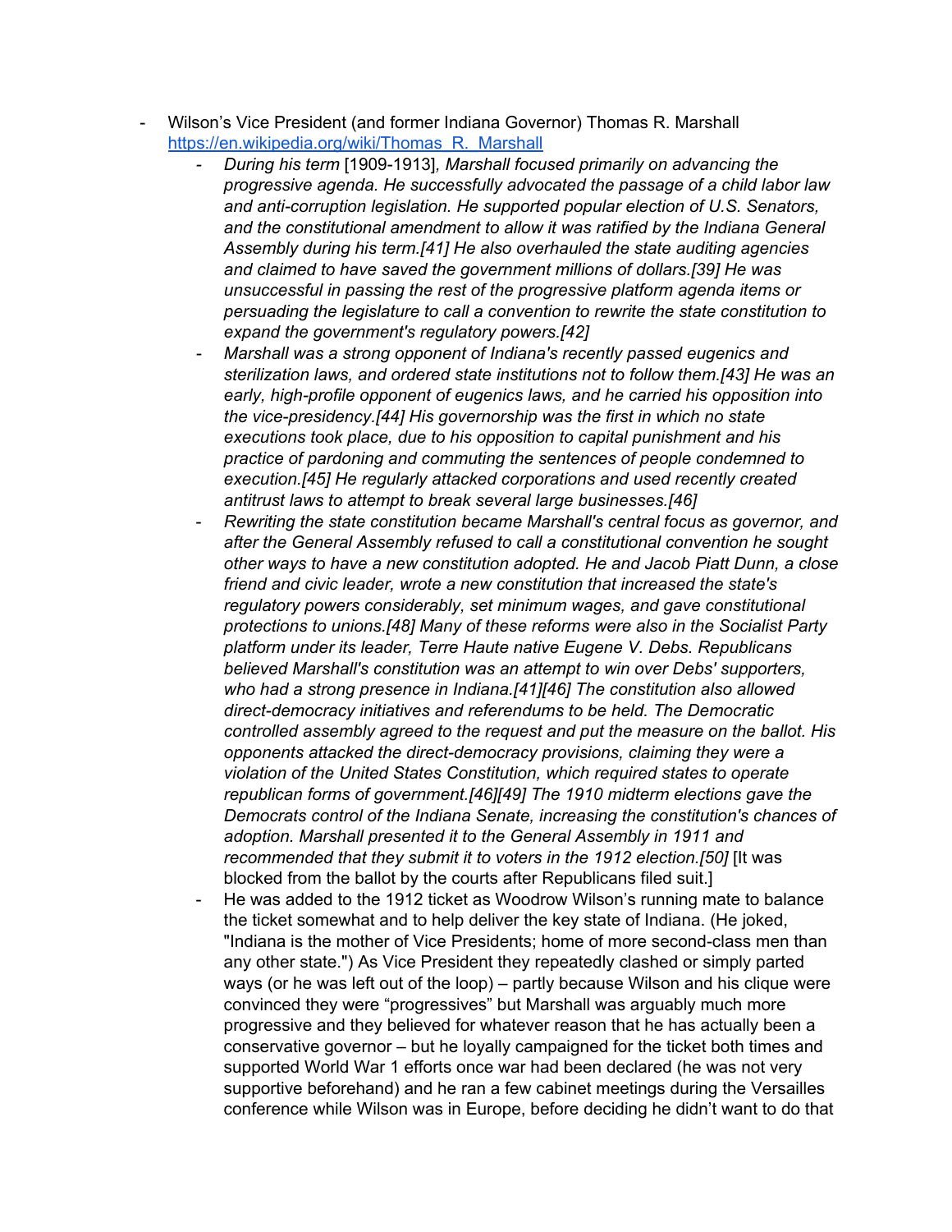- Wilson's Vice President (and former Indiana Governor) Thomas R. Marshall [https://en.wikipedia.org/wiki/Thomas_R._Marshall](https://en.wikipedia.org/wiki/Thomas_R._Marshall)
    - *During his term* [1909-1913]*, Marshall focused primarily on advancing the progressive agenda. He successfully advocated the passage of a child labor law and anti-corruption legislation. He supported popular election of U.S. Senators, and the constitutional amendment to allow it was ratified by the Indiana General Assembly during his term.[41] He also overhauled the state auditing agencies and claimed to have saved the government millions of dollars.[39] He was unsuccessful in passing the rest of the progressive platform agenda items or persuading the legislature to call a convention to rewrite the state constitution to expand the government's regulatory powers.[42]*
    - *Marshall was a strong opponent of Indiana's recently passed eugenics and sterilization laws, and ordered state institutions not to follow them.[43] He was an early, high-profile opponent of eugenics laws, and he carried his opposition into the vice-presidency.[44] His governorship was the first in which no state executions took place, due to his opposition to capital punishment and his practice of pardoning and commuting the sentences of people condemned to execution.[45] He regularly attacked corporations and used recently created antitrust laws to attempt to break several large businesses.[46]*
    - *Rewriting the state constitution became Marshall's central focus as governor, and after the General Assembly refused to call a constitutional convention he sought other ways to have a new constitution adopted. He and Jacob Piatt Dunn, a close friend and civic leader, wrote a new constitution that increased the state's regulatory powers considerably, set minimum wages, and gave constitutional protections to unions.[48] Many of these reforms were also in the Socialist Party platform under its leader, Terre Haute native Eugene V. Debs. Republicans believed Marshall's constitution was an attempt to win over Debs' supporters, who had a strong presence in Indiana.[41][46] The constitution also allowed direct-democracy initiatives and referendums to be held. The Democratic controlled assembly agreed to the request and put the measure on the ballot. His opponents attacked the direct-democracy provisions, claiming they were a violation of the United States Constitution, which required states to operate republican forms of government.[46][49] The 1910 midterm elections gave the Democrats control of the Indiana Senate, increasing the constitution's chances of adoption. Marshall presented it to the General Assembly in 1911 and recommended that they submit it to voters in the 1912 election.[50]* [It was blocked from the ballot by the courts after Republicans filed suit.]
    - He was added to the 1912 ticket as Woodrow Wilson's running mate to balance the ticket somewhat and to help deliver the key state of Indiana. (He joked, "Indiana is the mother of Vice Presidents; home of more second-class men than any other state.") As Vice President they repeatedly clashed or simply parted ways (or he was left out of the loop) – partly because Wilson and his clique were convinced they were "progressives" but Marshall was arguably much more progressive and they believed for whatever reason that he has actually been a conservative governor – but he loyally campaigned for the ticket both times and supported World War 1 efforts once war had been declared (he was not very supportive beforehand) and he ran a few cabinet meetings during the Versailles conference while Wilson was in Europe, before deciding he didn't want to do that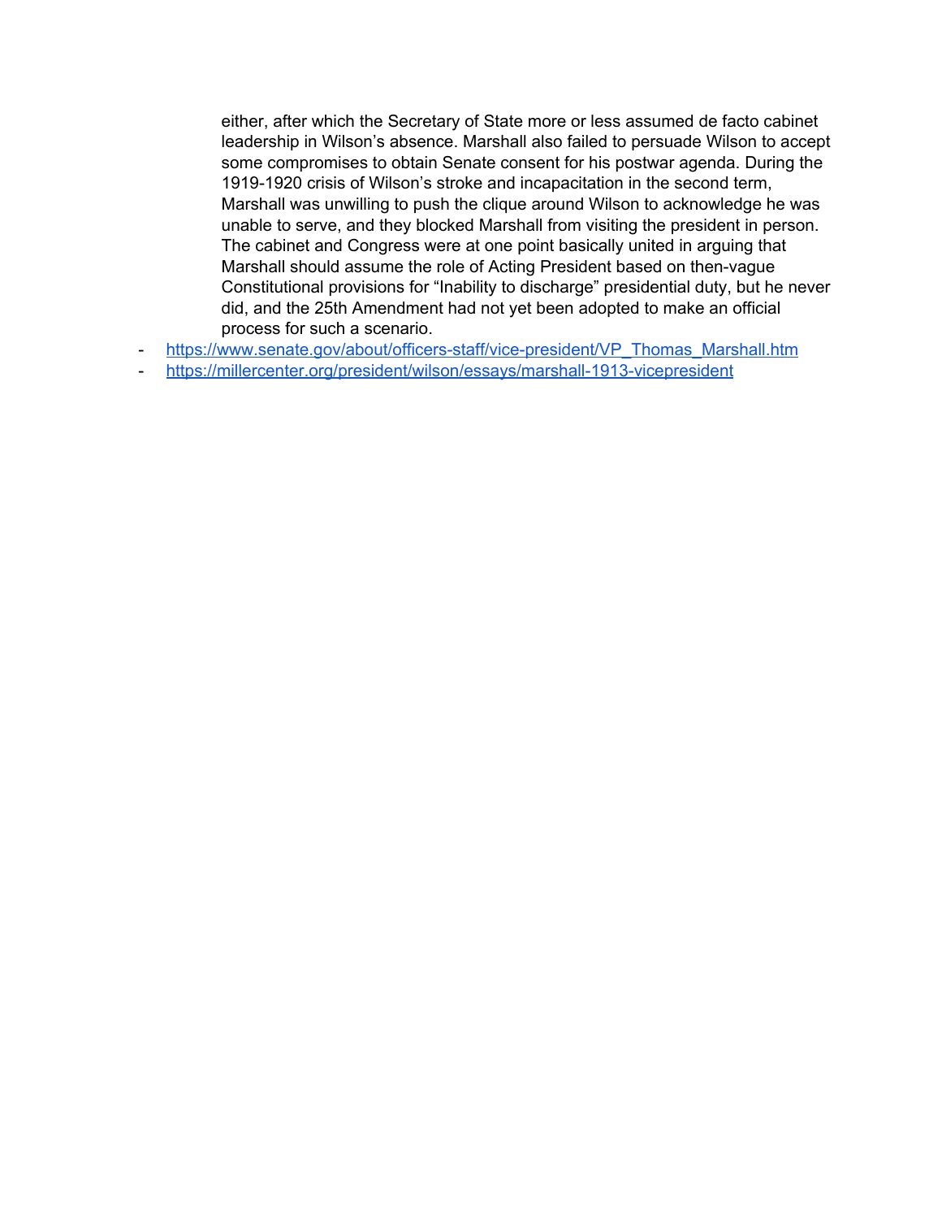either, after which the Secretary of State more or less assumed de facto cabinet leadership in Wilson's absence. Marshall also failed to persuade Wilson to accept some compromises to obtain Senate consent for his postwar agenda. During the 1919-1920 crisis of Wilson's stroke and incapacitation in the second term, Marshall was unwilling to push the clique around Wilson to acknowledge he was unable to serve, and they blocked Marshall from visiting the president in person. The cabinet and Congress were at one point basically united in arguing that Marshall should assume the role of Acting President based on then-vague Constitutional provisions for "Inability to discharge" presidential duty, but he never did, and the 25th Amendment had not yet been adopted to make an official process for such a scenario.

- https://www.senate.gov/about/officers-staff/vice-president/VP_Thomas_Marshall.htm
- https://millercenter.org/president/wilson/essays/marshall-1913-vicepresident